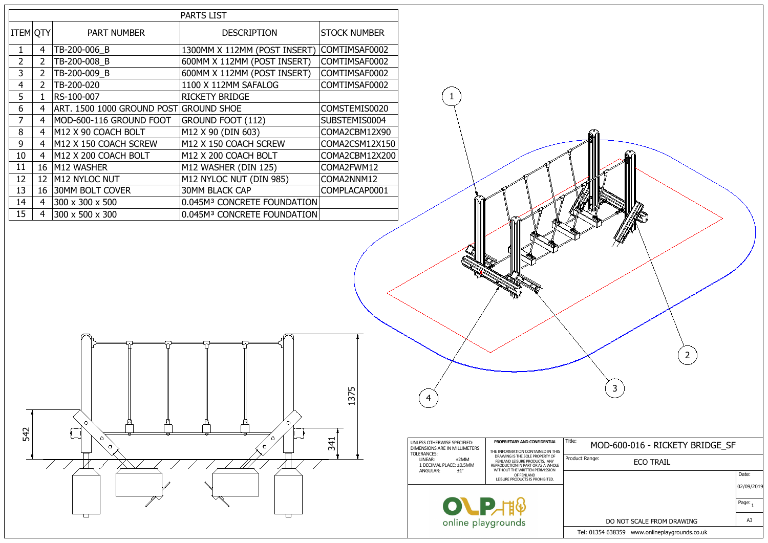## PARTS LIST

| ITEM | QTY | PART NUMBER | DESCRIPTION | STOCK NUMBER |
|---|---|---|---|---|
| 1 | 4 | TB-200-006_B | 1300MM X 112MM (POST INSERT) | COMTIMSAF0002 |
| 2 | 2 | TB-200-008_B | 600MM X 112MM (POST INSERT) | COMTIMSAF0002 |
| 3 | 2 | TB-200-009_B | 600MM X 112MM (POST INSERT) | COMTIMSAF0002 |
| 4 | 2 | TB-200-020 | 1100 X 112MM SAFALOG | COMTIMSAF0002 |
| 5 | 1 | RS-100-007 | RICKETY BRIDGE | |
| 6 | 4 | ART. 1500 1000 GROUND POST | GROUND SHOE | COMSTEMIS0020 |
| 7 | 4 | MOD-600-116 GROUND FOOT | GROUND FOOT (112) | SUBSTEMIS0004 |
| 8 | 4 | M12 X 90 COACH BOLT | M12 X 90 (DIN 603) | COMA2CBM12X90 |
| 9 | 4 | M12 X 150 COACH SCREW | M12 X 150 COACH SCREW | COMA2CSM12X150 |
| 10 | 4 | M12 X 200 COACH BOLT | M12 X 200 COACH BOLT | COMA2CBM12X200 |
| 11 | 16 | M12 WASHER | M12 WASHER (DIN 125) | COMA2FWM12 |
| 12 | 12 | M12 NYLOC NUT | M12 NYLOC NUT (DIN 985) | COMA2NNM12 |
| 13 | 16 | 30MM BOLT COVER | 30MM BLACK CAP | COMPLACAP0001 |
| 14 | 4 | 300 x 300 x 500 | 0.045M³ CONCRETE FOUNDATION | |
| 15 | 4 | 300 x 500 x 300 | 0.045M³ CONCRETE FOUNDATION | |

1375

542

341

1 2 3 4

UNLESS OTHERWISE SPECIFIED:
DIMENSIONS ARE IN MILLIMETERS
TOLERANCES:
LINEAR: ±2MM
1 DECIMAL PLACE: ±0.5MM
ANGULAR: ±1°

**PROPRIETARY AND CONFIDENTIAL**

THE INFORMATION CONTAINED IN THIS DRAWING IS THE SOLE PROPERTY OF FENLAND LEISURE PRODUCTS. ANY REPRODUCTION IN PART OR AS A WHOLE WITHOUT THE WRITTEN PERMISSION OF FENLAND LEISURE PRODUCTS IS PROHIBITED.

online playgrounds

Title: MOD-600-016 - RICKETY BRIDGE_SF

Product Range: ECO TRAIL

Date: 02/09/2019

Page: 1

A3

DO NOT SCALE FROM DRAWING

Tel: 01354 638359 www.onlineplaygrounds.co.uk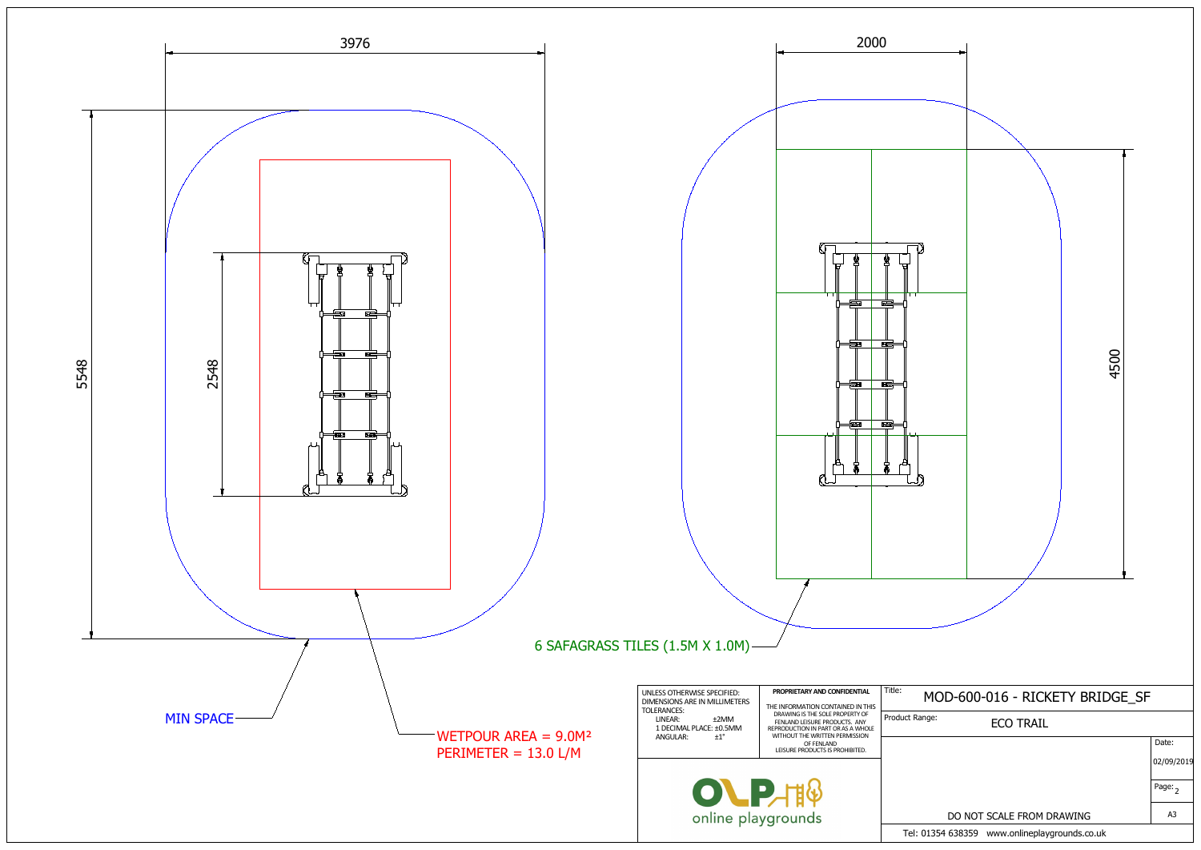3976

5548

2548

2000

4500

MIN SPACE

WETPOUR AREA = 9.0M²
PERIMETER = 13.0 L/M

6 SAFAGRASS TILES (1.5M X 1.0M)

UNLESS OTHERWISE SPECIFIED:
DIMENSIONS ARE IN MILLIMETERS
TOLERANCES:
LINEAR: ±2MM
1 DECIMAL PLACE: ±0.5MM
ANGULAR: ±1°

**PROPRIETARY AND CONFIDENTIAL**

THE INFORMATION CONTAINED IN THIS DRAWING IS THE SOLE PROPERTY OF FENLAND LEISURE PRODUCTS. ANY REPRODUCTION IN PART OR AS A WHOLE WITHOUT THE WRITTEN PERMISSION OF FENLAND LEISURE PRODUCTS IS PROHIBITED.

OLP online playgrounds

| Title: | MOD-600-016 - RICKETY BRIDGE_SF |
| --- | --- |
| Product Range: | ECO TRAIL |
| Date: | 02/09/2019 |
| Page: | 2 |
| | A3 |

DO NOT SCALE FROM DRAWING

Tel: 01354 638359 www.onlineplaygrounds.co.uk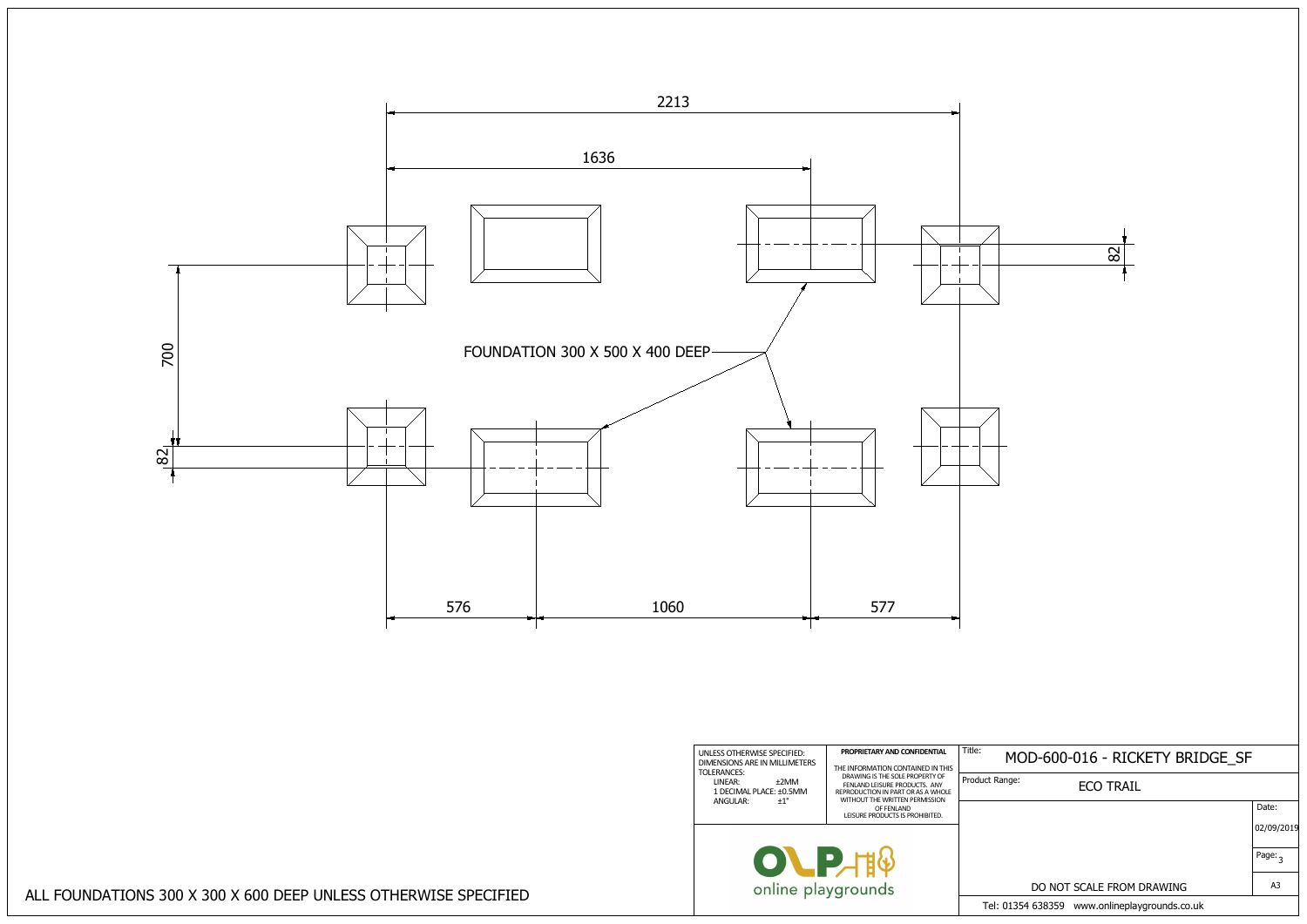2213

1636

82

700

FOUNDATION 300 X 500 X 400 DEEP

82

576 1060 577

ALL FOUNDATIONS 300 X 300 X 600 DEEP UNLESS OTHERWISE SPECIFIED

UNLESS OTHERWISE SPECIFIED:
DIMENSIONS ARE IN MILLIMETERS
TOLERANCES:
LINEAR: ±2MM
1 DECIMAL PLACE: ±0.5MM
ANGULAR: ±1°

**PROPRIETARY AND CONFIDENTIAL**

THE INFORMATION CONTAINED IN THIS DRAWING IS THE SOLE PROPERTY OF FENLAND LEISURE PRODUCTS. ANY REPRODUCTION IN PART OR AS A WHOLE WITHOUT THE WRITTEN PERMISSION OF FENLAND LEISURE PRODUCTS IS PROHIBITED.

OLP online playgrounds

| | |
|---|---|
| Title: | MOD-600-016 - RICKETY BRIDGE_SF |
| Product Range: | ECO TRAIL |
| Date: | 02/09/2019 |
| Page: | 3 |
| | A3 |

DO NOT SCALE FROM DRAWING

Tel: 01354 638359 www.onlineplaygrounds.co.uk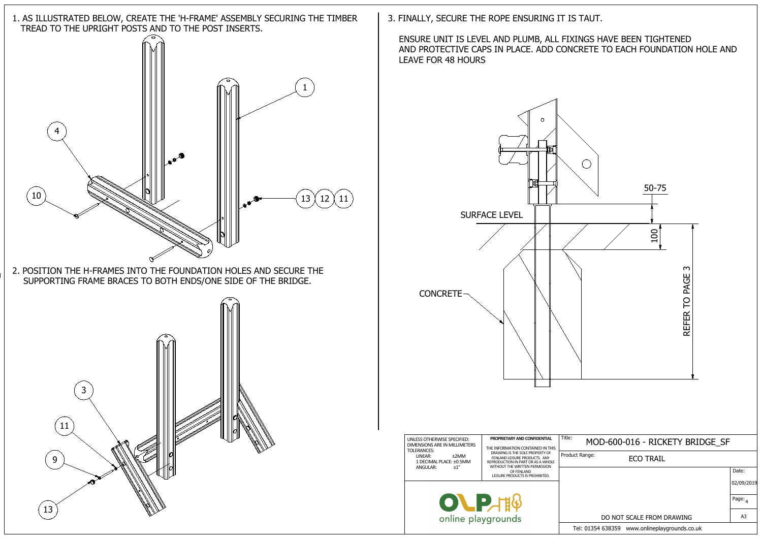1. AS ILLUSTRATED BELOW, CREATE THE 'H-FRAME' ASSEMBLY SECURING THE TIMBER TREAD TO THE UPRIGHT POSTS AND TO THE POST INSERTS.

1

4

10

13 12 11

2. POSITION THE H-FRAMES INTO THE FOUNDATION HOLES AND SECURE THE SUPPORTING FRAME BRACES TO BOTH ENDS/ONE SIDE OF THE BRIDGE.

3

11

9

13

3. FINALLY, SECURE THE ROPE ENSURING IT IS TAUT.

ENSURE UNIT IS LEVEL AND PLUMB, ALL FIXINGS HAVE BEEN TIGHTENED AND PROTECTIVE CAPS IN PLACE. ADD CONCRETE TO EACH FOUNDATION HOLE AND LEAVE FOR 48 HOURS

50-75

SURFACE LEVEL

100

CONCRETE

REFER TO PAGE 3

| | |
|---|---|
| UNLESS OTHERWISE SPECIFIED: DIMENSIONS ARE IN MILLIMETERS TOLERANCES: LINEAR: ±2MM 1 DECIMAL PLACE: ±0.5MM ANGULAR: ±1° | **PROPRIETARY AND CONFIDENTIAL** THE INFORMATION CONTAINED IN THIS DRAWING IS THE SOLE PROPERTY OF FENLAND LEISURE PRODUCTS. ANY REPRODUCTION IN PART OR AS A WHOLE WITHOUT THE WRITTEN PERMISSION OF FENLAND LEISURE PRODUCTS IS PROHIBITED. |

OLP online playgrounds

Title: MOD-600-016 - RICKETY BRIDGE_SF

Product Range: ECO TRAIL

Date: 02/09/2019

Page: 4

A3

DO NOT SCALE FROM DRAWING

Tel: 01354 638359 www.onlineplaygrounds.co.uk